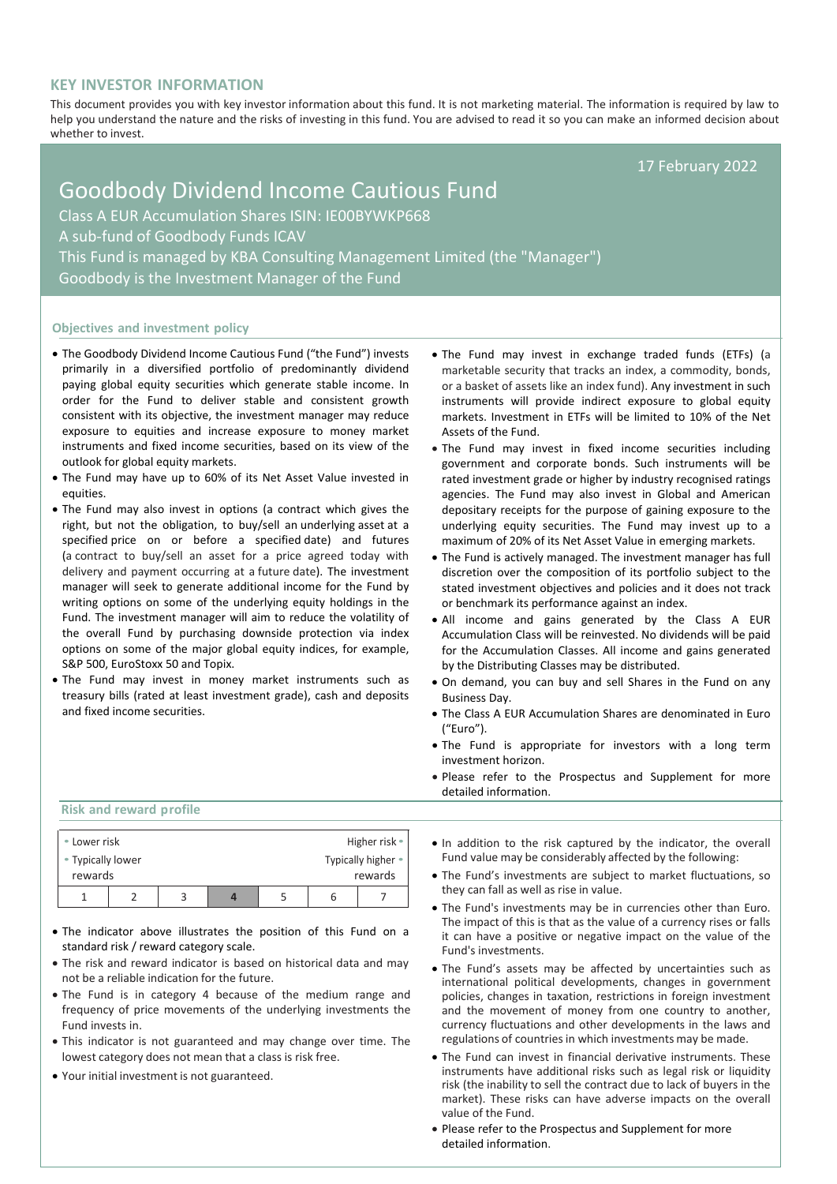## KEY INVESTOR INFORMATION

This document provides you with key investor information about this fund. It is not marketing material. The information is required by law to help you understand the nature and the risks of investing in this fund. You are advised to read it so you can make an informed decision about whether to invest.

17 February 2022

# Goodbody Dividend Income Cautious Fund

Class A EUR Accumulation Shares ISIN: IE00BYWKP668

A sub-fund of Goodbody Funds ICAV

This Fund is managed by KBA Consulting Management Limited (the "Manager")

Goodbody is the Investment Manager of the Fund

### Objectives and investment policy

- The Goodbody Dividend Income Cautious Fund ("the Fund") invests primarily in a diversified portfolio of predominantly dividend paying global equity securities which generate stable income. In order for the Fund to deliver stable and consistent growth consistent with its objective, the investment manager may reduce exposure to equities and increase exposure to money market instruments and fixed income securities, based on its view of the outlook for global equity markets.
- The Fund may have up to 60% of its Net Asset Value invested in equities.
- The Fund may also invest in options (a contract which gives the right, but not the obligation, to buy/sell an underlying asset at a specified price on or before a specified date) and futures (a contract to buy/sell an asset for a price agreed today with delivery and payment occurring at a future date). The investment manager will seek to generate additional income for the Fund by writing options on some of the underlying equity holdings in the Fund. The investment manager will aim to reduce the volatility of the overall Fund by purchasing downside protection via index options on some of the major global equity indices, for example, S&P 500, EuroStoxx 50 and Topix.
- The Fund may invest in money market instruments such as treasury bills (rated at least investment grade), cash and deposits and fixed income securities.
- The Fund may invest in exchange traded funds (ETFs) (a marketable security that tracks an index, a commodity, bonds, or a basket of assets like an index fund). Any investment in such instruments will provide indirect exposure to global equity markets. Investment in ETFs will be limited to 10% of the Net Assets of the Fund.
- The Fund may invest in fixed income securities including government and corporate bonds. Such instruments will be rated investment grade or higher by industry recognised ratings agencies. The Fund may also invest in Global and American depositary receipts for the purpose of gaining exposure to the underlying equity securities. The Fund may invest up to a maximum of 20% of its Net Asset Value in emerging markets.
- The Fund is actively managed. The investment manager has full discretion over the composition of its portfolio subject to the stated investment objectives and policies and it does not track or benchmark its performance against an index.
- All income and gains generated by the Class A EUR Accumulation Class will be reinvested. No dividends will be paid for the Accumulation Classes. All income and gains generated by the Distributing Classes may be distributed.
- On demand, you can buy and sell Shares in the Fund on any Business Day.
- The Class A EUR Accumulation Shares are denominated in Euro ("Euro").
- The Fund is appropriate for investors with a long term investment horizon.
- Please refer to the Prospectus and Supplement for more detailed information.

### Risk and reward profile

| Lower risk | | | | | | Higher risk |
|---|---|---|---|---|---|---|
| Typically lower rewards | | | | | | Typically higher rewards |
| 1 | 2 | 3 | **4** | 5 | 6 | 7 |

- The indicator above illustrates the position of this Fund on a standard risk / reward category scale.
- The risk and reward indicator is based on historical data and may not be a reliable indication for the future.
- The Fund is in category 4 because of the medium range and frequency of price movements of the underlying investments the Fund invests in.
- This indicator is not guaranteed and may change over time. The lowest category does not mean that a class is risk free.
- Your initial investment is not guaranteed.
- In addition to the risk captured by the indicator, the overall Fund value may be considerably affected by the following:
- The Fund's investments are subject to market fluctuations, so they can fall as well as rise in value.
- The Fund's investments may be in currencies other than Euro. The impact of this is that as the value of a currency rises or falls it can have a positive or negative impact on the value of the Fund's investments.
- The Fund's assets may be affected by uncertainties such as international political developments, changes in government policies, changes in taxation, restrictions in foreign investment and the movement of money from one country to another, currency fluctuations and other developments in the laws and regulations of countries in which investments may be made.
- The Fund can invest in financial derivative instruments. These instruments have additional risks such as legal risk or liquidity risk (the inability to sell the contract due to lack of buyers in the market). These risks can have adverse impacts on the overall value of the Fund.
- Please refer to the Prospectus and Supplement for more detailed information.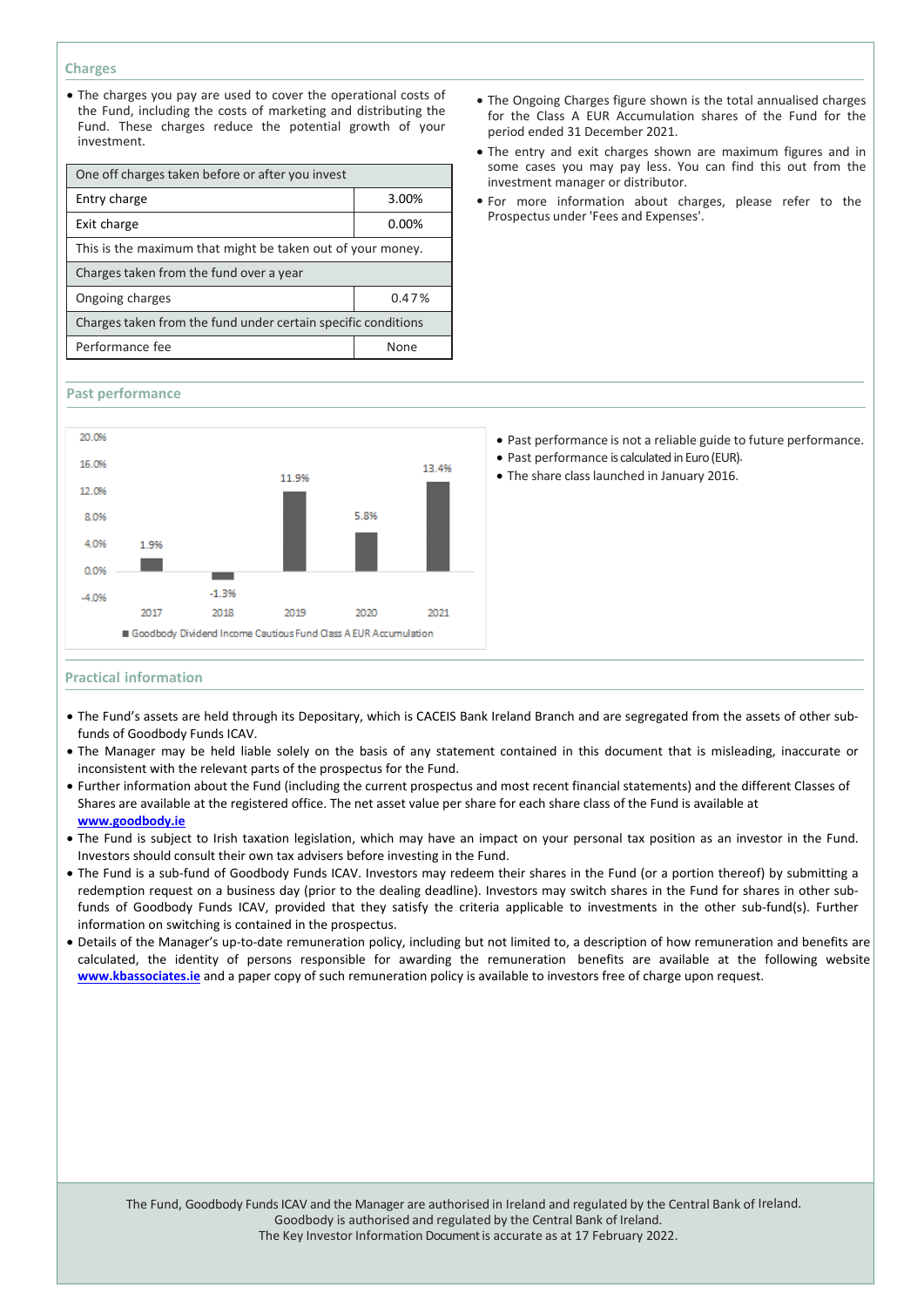## Charges

- The charges you pay are used to cover the operational costs of the Fund, including the costs of marketing and distributing the Fund. These charges reduce the potential growth of your investment.

| One off charges taken before or after you invest | |
|---|---|
| Entry charge | 3.00% |
| Exit charge | 0.00% |
| This is the maximum that might be taken out of your money. | |
| Charges taken from the fund over a year | |
| Ongoing charges | 0.47% |
| Charges taken from the fund under certain specific conditions | |
| Performance fee | None |

- The Ongoing Charges figure shown is the total annualised charges for the Class A EUR Accumulation shares of the Fund for the period ended 31 December 2021.
- The entry and exit charges shown are maximum figures and in some cases you may pay less. You can find this out from the investment manager or distributor.
- For more information about charges, please refer to the Prospectus under 'Fees and Expenses'.

## Past performance

20.0%
16.0%
12.0%
8.0%
4.0%
0.0%
-4.0%

1.9%
-1.3%
11.9%
5.8%
13.4%

2017
2018
2019
2020
2021

Goodbody Dividend Income Cautious Fund Class A EUR Accumulation

- Past performance is not a reliable guide to future performance.
- Past performance is calculated in Euro (EUR).
- The share class launched in January 2016.

## Practical information

- The Fund's assets are held through its Depositary, which is CACEIS Bank Ireland Branch and are segregated from the assets of other sub-funds of Goodbody Funds ICAV.
- The Manager may be held liable solely on the basis of any statement contained in this document that is misleading, inaccurate or inconsistent with the relevant parts of the prospectus for the Fund.
- Further information about the Fund (including the current prospectus and most recent financial statements) and the different Classes of Shares are available at the registered office. The net asset value per share for each share class of the Fund is available at **www.goodbody.ie**
- The Fund is subject to Irish taxation legislation, which may have an impact on your personal tax position as an investor in the Fund. Investors should consult their own tax advisers before investing in the Fund.
- The Fund is a sub-fund of Goodbody Funds ICAV. Investors may redeem their shares in the Fund (or a portion thereof) by submitting a redemption request on a business day (prior to the dealing deadline). Investors may switch shares in the Fund for shares in other sub-funds of Goodbody Funds ICAV, provided that they satisfy the criteria applicable to investments in the other sub-fund(s). Further information on switching is contained in the prospectus.
- Details of the Manager's up-to-date remuneration policy, including but not limited to, a description of how remuneration and benefits are calculated, the identity of persons responsible for awarding the remuneration benefits are available at the following website **www.kbassociates.ie** and a paper copy of such remuneration policy is available to investors free of charge upon request.

The Fund, Goodbody Funds ICAV and the Manager are authorised in Ireland and regulated by the Central Bank of Ireland.
Goodbody is authorised and regulated by the Central Bank of Ireland.
The Key Investor Information Document is accurate as at 17 February 2022.